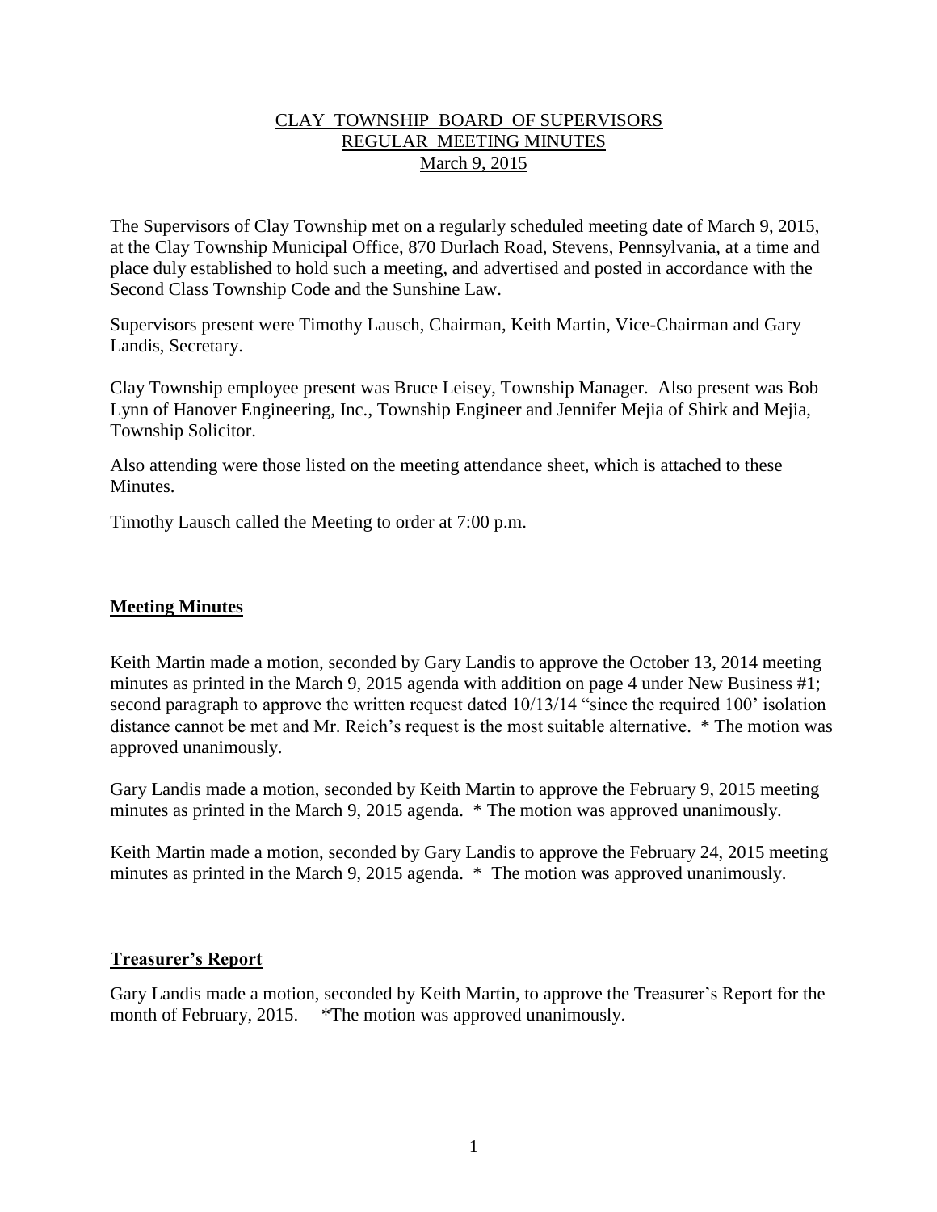# CLAY TOWNSHIP BOARD OF SUPERVISORS
## REGULAR MEETING MINUTES
### March 9, 2015

The Supervisors of Clay Township met on a regularly scheduled meeting date of March 9, 2015, at the Clay Township Municipal Office, 870 Durlach Road, Stevens, Pennsylvania, at a time and place duly established to hold such a meeting, and advertised and posted in accordance with the Second Class Township Code and the Sunshine Law.

Supervisors present were Timothy Lausch, Chairman, Keith Martin, Vice-Chairman and Gary Landis, Secretary.

Clay Township employee present was Bruce Leisey, Township Manager. Also present was Bob Lynn of Hanover Engineering, Inc., Township Engineer and Jennifer Mejia of Shirk and Mejia, Township Solicitor.

Also attending were those listed on the meeting attendance sheet, which is attached to these Minutes.

Timothy Lausch called the Meeting to order at 7:00 p.m.

**Meeting Minutes**

Keith Martin made a motion, seconded by Gary Landis to approve the October 13, 2014 meeting minutes as printed in the March 9, 2015 agenda with addition on page 4 under New Business #1; second paragraph to approve the written request dated 10/13/14 "since the required 100' isolation distance cannot be met and Mr. Reich's request is the most suitable alternative. * The motion was approved unanimously.

Gary Landis made a motion, seconded by Keith Martin to approve the February 9, 2015 meeting minutes as printed in the March 9, 2015 agenda. * The motion was approved unanimously.

Keith Martin made a motion, seconded by Gary Landis to approve the February 24, 2015 meeting minutes as printed in the March 9, 2015 agenda. * The motion was approved unanimously.

**Treasurer's Report**

Gary Landis made a motion, seconded by Keith Martin, to approve the Treasurer's Report for the month of February, 2015. *The motion was approved unanimously.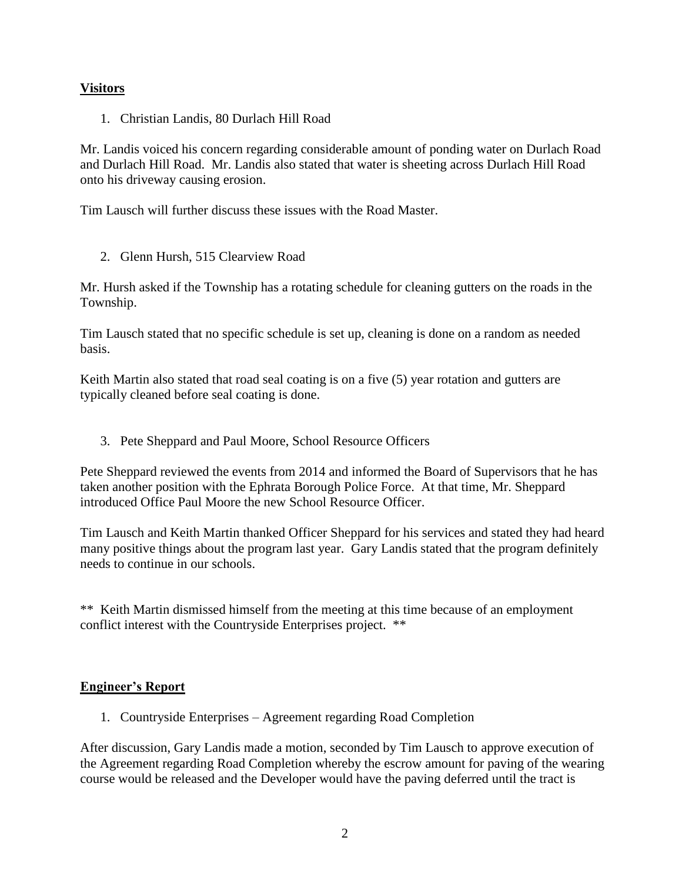## **Visitors**

1. Christian Landis, 80 Durlach Hill Road

Mr. Landis voiced his concern regarding considerable amount of ponding water on Durlach Road and Durlach Hill Road. Mr. Landis also stated that water is sheeting across Durlach Hill Road onto his driveway causing erosion.

Tim Lausch will further discuss these issues with the Road Master.

2. Glenn Hursh, 515 Clearview Road

Mr. Hursh asked if the Township has a rotating schedule for cleaning gutters on the roads in the Township.

Tim Lausch stated that no specific schedule is set up, cleaning is done on a random as needed basis.

Keith Martin also stated that road seal coating is on a five (5) year rotation and gutters are typically cleaned before seal coating is done.

3. Pete Sheppard and Paul Moore, School Resource Officers

Pete Sheppard reviewed the events from 2014 and informed the Board of Supervisors that he has taken another position with the Ephrata Borough Police Force. At that time, Mr. Sheppard introduced Office Paul Moore the new School Resource Officer.

Tim Lausch and Keith Martin thanked Officer Sheppard for his services and stated they had heard many positive things about the program last year. Gary Landis stated that the program definitely needs to continue in our schools.

** Keith Martin dismissed himself from the meeting at this time because of an employment conflict interest with the Countryside Enterprises project. **

## **Engineer's Report**

1. Countryside Enterprises – Agreement regarding Road Completion

After discussion, Gary Landis made a motion, seconded by Tim Lausch to approve execution of the Agreement regarding Road Completion whereby the escrow amount for paving of the wearing course would be released and the Developer would have the paving deferred until the tract is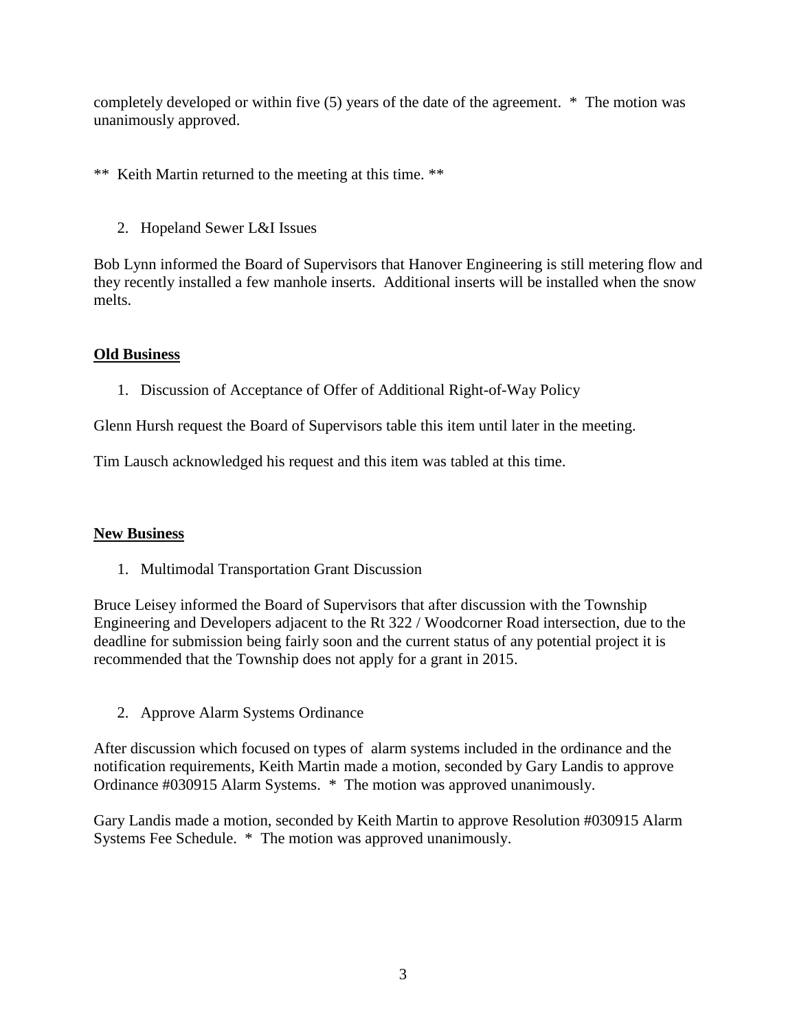completely developed or within five (5) years of the date of the agreement. * The motion was unanimously approved.

** Keith Martin returned to the meeting at this time. **

2. Hopeland Sewer L&I Issues

Bob Lynn informed the Board of Supervisors that Hanover Engineering is still metering flow and they recently installed a few manhole inserts. Additional inserts will be installed when the snow melts.

**Old Business**

1. Discussion of Acceptance of Offer of Additional Right-of-Way Policy

Glenn Hursh request the Board of Supervisors table this item until later in the meeting.

Tim Lausch acknowledged his request and this item was tabled at this time.

**New Business**

1. Multimodal Transportation Grant Discussion

Bruce Leisey informed the Board of Supervisors that after discussion with the Township Engineering and Developers adjacent to the Rt 322 / Woodcorner Road intersection, due to the deadline for submission being fairly soon and the current status of any potential project it is recommended that the Township does not apply for a grant in 2015.

2. Approve Alarm Systems Ordinance

After discussion which focused on types of alarm systems included in the ordinance and the notification requirements, Keith Martin made a motion, seconded by Gary Landis to approve Ordinance #030915 Alarm Systems. * The motion was approved unanimously.

Gary Landis made a motion, seconded by Keith Martin to approve Resolution #030915 Alarm Systems Fee Schedule. * The motion was approved unanimously.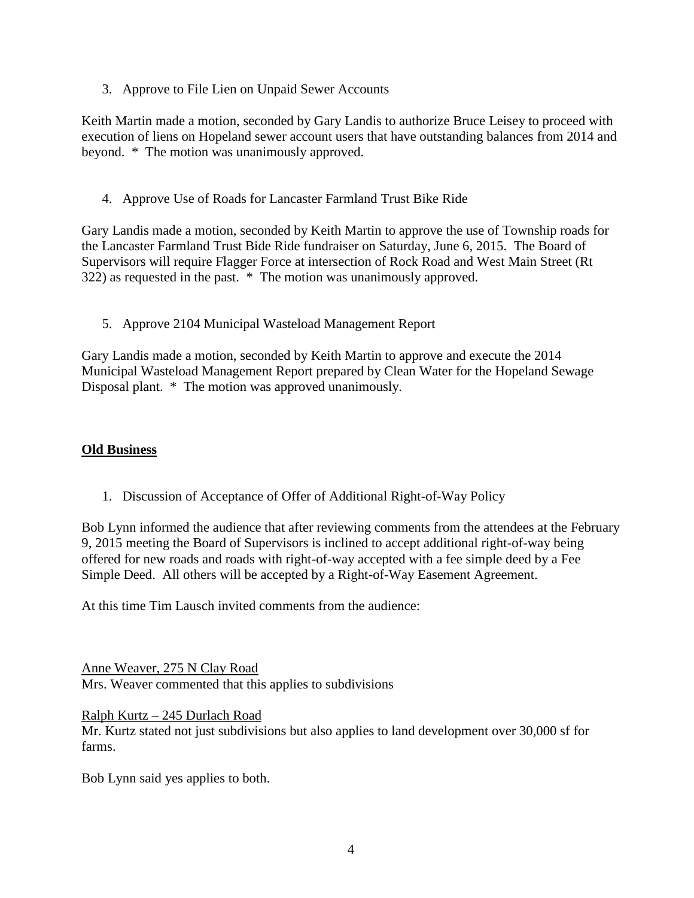3. Approve to File Lien on Unpaid Sewer Accounts

Keith Martin made a motion, seconded by Gary Landis to authorize Bruce Leisey to proceed with execution of liens on Hopeland sewer account users that have outstanding balances from 2014 and beyond. * The motion was unanimously approved.

4. Approve Use of Roads for Lancaster Farmland Trust Bike Ride

Gary Landis made a motion, seconded by Keith Martin to approve the use of Township roads for the Lancaster Farmland Trust Bide Ride fundraiser on Saturday, June 6, 2015. The Board of Supervisors will require Flagger Force at intersection of Rock Road and West Main Street (Rt 322) as requested in the past. * The motion was unanimously approved.

5. Approve 2104 Municipal Wasteload Management Report

Gary Landis made a motion, seconded by Keith Martin to approve and execute the 2014 Municipal Wasteload Management Report prepared by Clean Water for the Hopeland Sewage Disposal plant. * The motion was approved unanimously.

## Old Business

1. Discussion of Acceptance of Offer of Additional Right-of-Way Policy

Bob Lynn informed the audience that after reviewing comments from the attendees at the February 9, 2015 meeting the Board of Supervisors is inclined to accept additional right-of-way being offered for new roads and roads with right-of-way accepted with a fee simple deed by a Fee Simple Deed. All others will be accepted by a Right-of-Way Easement Agreement.

At this time Tim Lausch invited comments from the audience:

Anne Weaver, 275 N Clay Road
Mrs. Weaver commented that this applies to subdivisions

Ralph Kurtz – 245 Durlach Road
Mr. Kurtz stated not just subdivisions but also applies to land development over 30,000 sf for farms.

Bob Lynn said yes applies to both.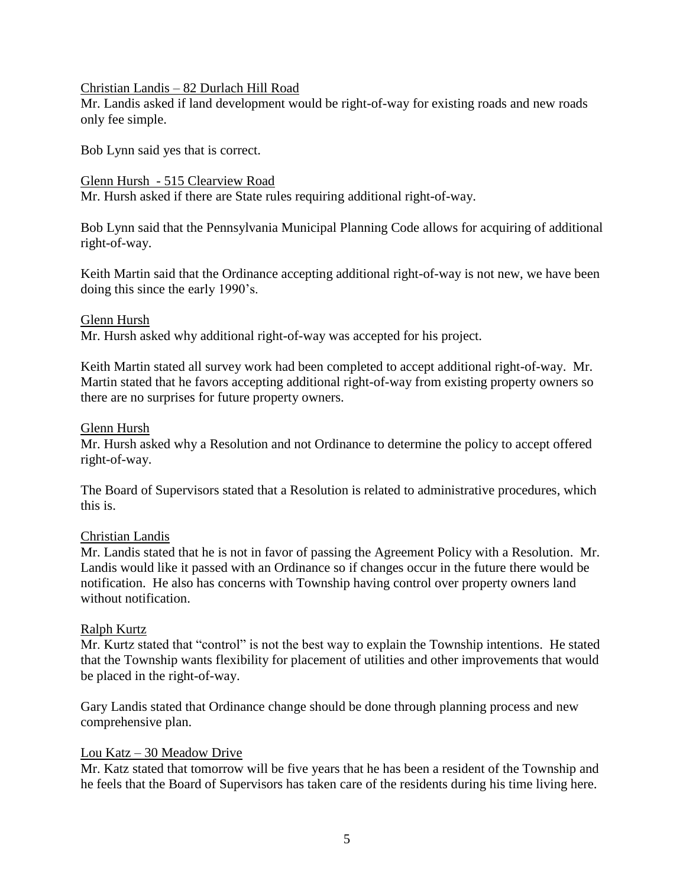<u>Christian Landis – 82 Durlach Hill Road</u>
Mr. Landis asked if land development would be right-of-way for existing roads and new roads only fee simple.

Bob Lynn said yes that is correct.

<u>Glenn Hursh - 515 Clearview Road</u>
Mr. Hursh asked if there are State rules requiring additional right-of-way.

Bob Lynn said that the Pennsylvania Municipal Planning Code allows for acquiring of additional right-of-way.

Keith Martin said that the Ordinance accepting additional right-of-way is not new, we have been doing this since the early 1990's.

<u>Glenn Hursh</u>
Mr. Hursh asked why additional right-of-way was accepted for his project.

Keith Martin stated all survey work had been completed to accept additional right-of-way. Mr. Martin stated that he favors accepting additional right-of-way from existing property owners so there are no surprises for future property owners.

<u>Glenn Hursh</u>
Mr. Hursh asked why a Resolution and not Ordinance to determine the policy to accept offered right-of-way.

The Board of Supervisors stated that a Resolution is related to administrative procedures, which this is.

<u>Christian Landis</u>
Mr. Landis stated that he is not in favor of passing the Agreement Policy with a Resolution. Mr. Landis would like it passed with an Ordinance so if changes occur in the future there would be notification. He also has concerns with Township having control over property owners land without notification.

<u>Ralph Kurtz</u>
Mr. Kurtz stated that "control" is not the best way to explain the Township intentions. He stated that the Township wants flexibility for placement of utilities and other improvements that would be placed in the right-of-way.

Gary Landis stated that Ordinance change should be done through planning process and new comprehensive plan.

<u>Lou Katz – 30 Meadow Drive</u>
Mr. Katz stated that tomorrow will be five years that he has been a resident of the Township and he feels that the Board of Supervisors has taken care of the residents during his time living here.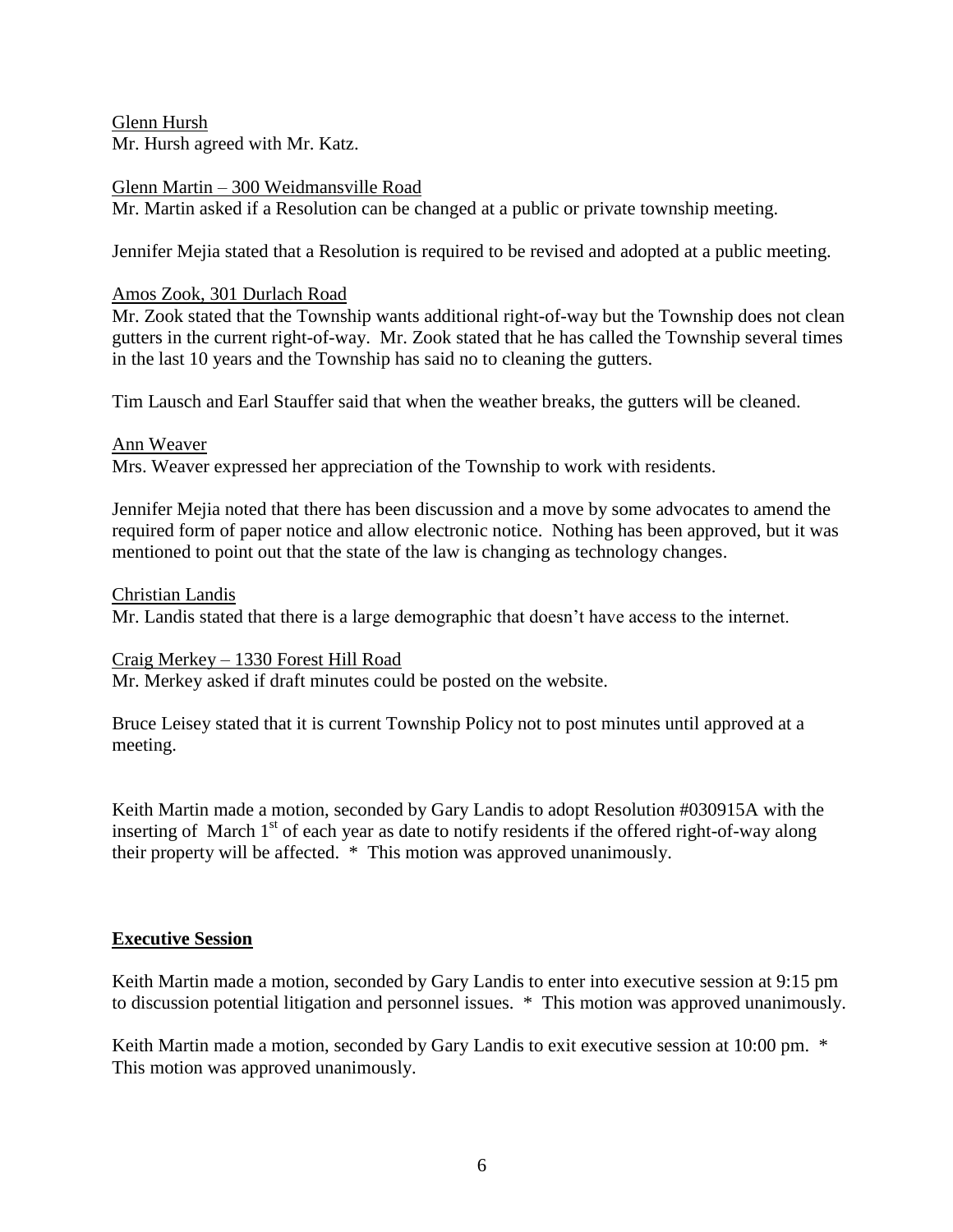Glenn Hursh
Mr. Hursh agreed with Mr. Katz.

Glenn Martin – 300 Weidmansville Road
Mr. Martin asked if a Resolution can be changed at a public or private township meeting.

Jennifer Mejia stated that a Resolution is required to be revised and adopted at a public meeting.

Amos Zook, 301 Durlach Road
Mr. Zook stated that the Township wants additional right-of-way but the Township does not clean gutters in the current right-of-way. Mr. Zook stated that he has called the Township several times in the last 10 years and the Township has said no to cleaning the gutters.

Tim Lausch and Earl Stauffer said that when the weather breaks, the gutters will be cleaned.

Ann Weaver
Mrs. Weaver expressed her appreciation of the Township to work with residents.

Jennifer Mejia noted that there has been discussion and a move by some advocates to amend the required form of paper notice and allow electronic notice. Nothing has been approved, but it was mentioned to point out that the state of the law is changing as technology changes.

Christian Landis
Mr. Landis stated that there is a large demographic that doesn't have access to the internet.

Craig Merkey – 1330 Forest Hill Road
Mr. Merkey asked if draft minutes could be posted on the website.

Bruce Leisey stated that it is current Township Policy not to post minutes until approved at a meeting.

Keith Martin made a motion, seconded by Gary Landis to adopt Resolution #030915A with the inserting of March 1st of each year as date to notify residents if the offered right-of-way along their property will be affected. * This motion was approved unanimously.

## **Executive Session**

Keith Martin made a motion, seconded by Gary Landis to enter into executive session at 9:15 pm to discussion potential litigation and personnel issues. * This motion was approved unanimously.

Keith Martin made a motion, seconded by Gary Landis to exit executive session at 10:00 pm. * This motion was approved unanimously.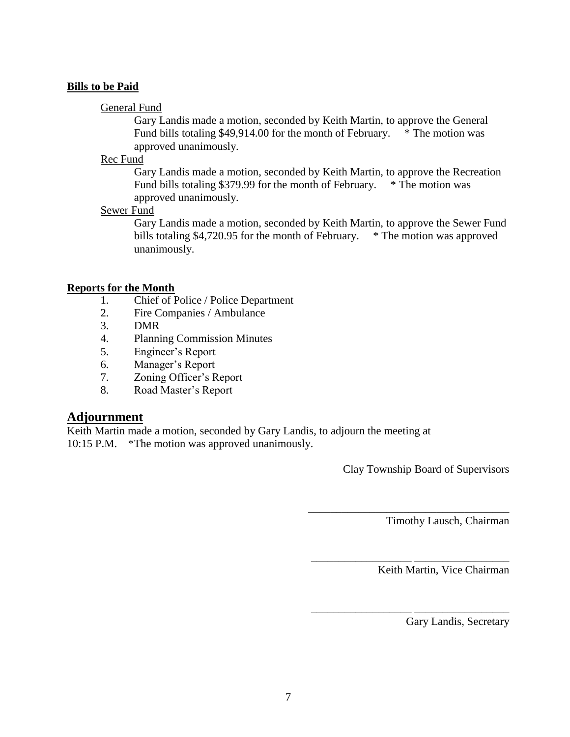**Bills to be Paid**

General Fund

Gary Landis made a motion, seconded by Keith Martin, to approve the General Fund bills totaling $49,914.00 for the month of February. * The motion was approved unanimously.

Rec Fund

Gary Landis made a motion, seconded by Keith Martin, to approve the Recreation Fund bills totaling $379.99 for the month of February. * The motion was approved unanimously.

Sewer Fund

Gary Landis made a motion, seconded by Keith Martin, to approve the Sewer Fund bills totaling $4,720.95 for the month of February. * The motion was approved unanimously.

**Reports for the Month**

1. Chief of Police / Police Department
2. Fire Companies / Ambulance
3. DMR
4. Planning Commission Minutes
5. Engineer's Report
6. Manager's Report
7. Zoning Officer's Report
8. Road Master's Report

## Adjournment

Keith Martin made a motion, seconded by Gary Landis, to adjourn the meeting at 10:15 P.M. *The motion was approved unanimously.

Clay Township Board of Supervisors

_____________________________________
Timothy Lausch, Chairman

_____________________________________
Keith Martin, Vice Chairman

_____________________________________
Gary Landis, Secretary